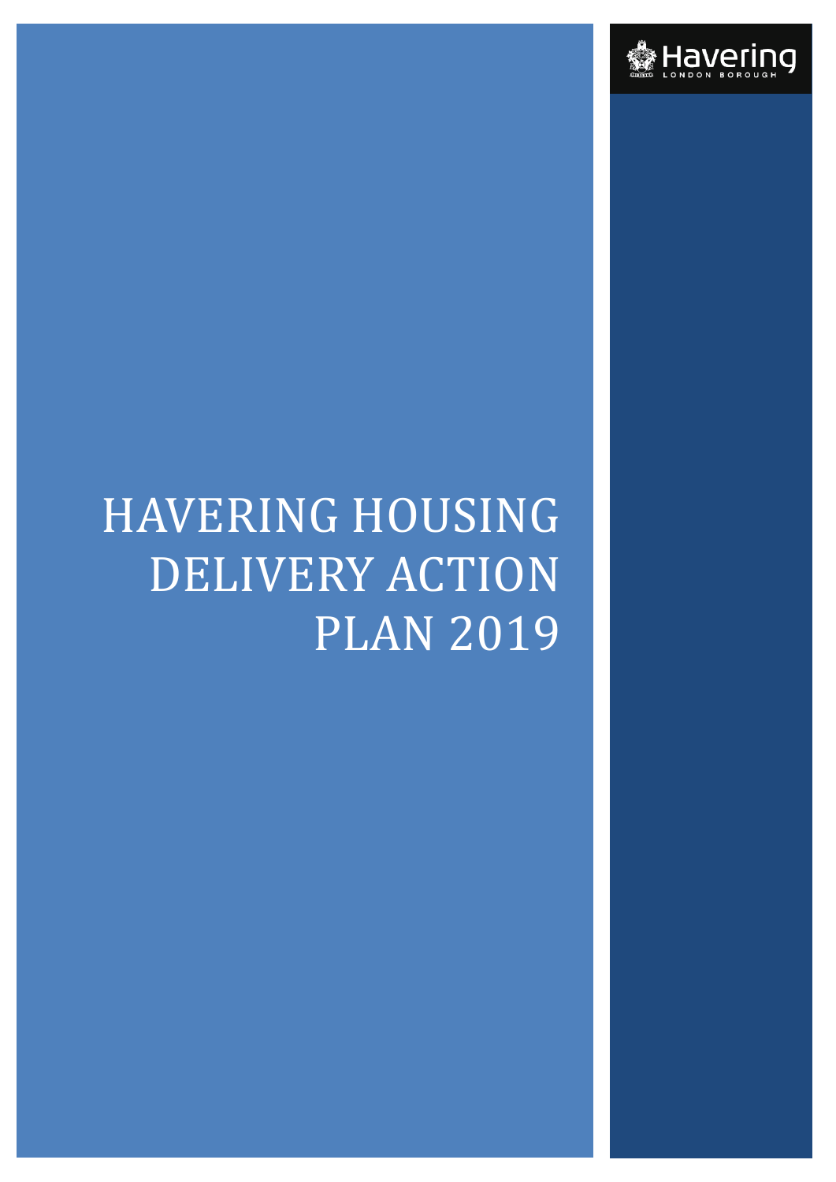Havering
LONDON BOROUGH

# HAVERING HOUSING DELIVERY ACTION PLAN 2019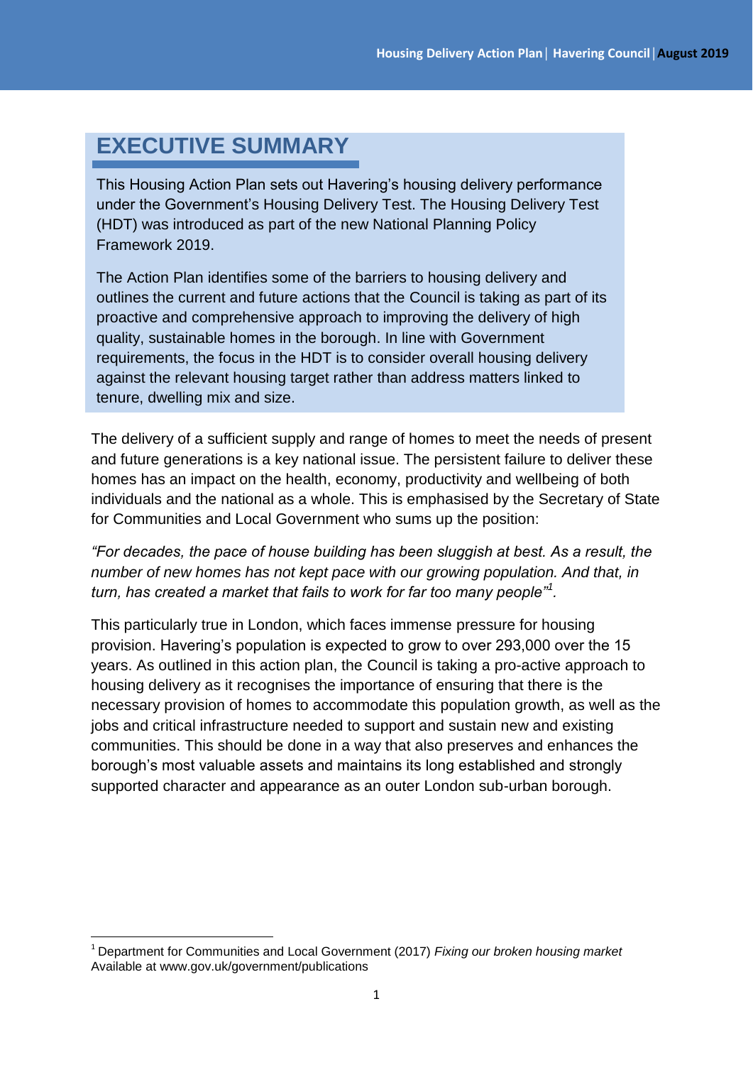# EXECUTIVE SUMMARY

This Housing Action Plan sets out Havering's housing delivery performance under the Government's Housing Delivery Test. The Housing Delivery Test (HDT) was introduced as part of the new National Planning Policy Framework 2019.

The Action Plan identifies some of the barriers to housing delivery and outlines the current and future actions that the Council is taking as part of its proactive and comprehensive approach to improving the delivery of high quality, sustainable homes in the borough. In line with Government requirements, the focus in the HDT is to consider overall housing delivery against the relevant housing target rather than address matters linked to tenure, dwelling mix and size.

The delivery of a sufficient supply and range of homes to meet the needs of present and future generations is a key national issue. The persistent failure to deliver these homes has an impact on the health, economy, productivity and wellbeing of both individuals and the national as a whole. This is emphasised by the Secretary of State for Communities and Local Government who sums up the position:

*"For decades, the pace of house building has been sluggish at best. As a result, the number of new homes has not kept pace with our growing population. And that, in turn, has created a market that fails to work for far too many people"[1].*

This particularly true in London, which faces immense pressure for housing provision. Havering's population is expected to grow to over 293,000 over the 15 years. As outlined in this action plan, the Council is taking a pro-active approach to housing delivery as it recognises the importance of ensuring that there is the necessary provision of homes to accommodate this population growth, as well as the jobs and critical infrastructure needed to support and sustain new and existing communities. This should be done in a way that also preserves and enhances the borough's most valuable assets and maintains its long established and strongly supported character and appearance as an outer London sub-urban borough.

---

[1] Department for Communities and Local Government (2017) *Fixing our broken housing market* Available at www.gov.uk/government/publications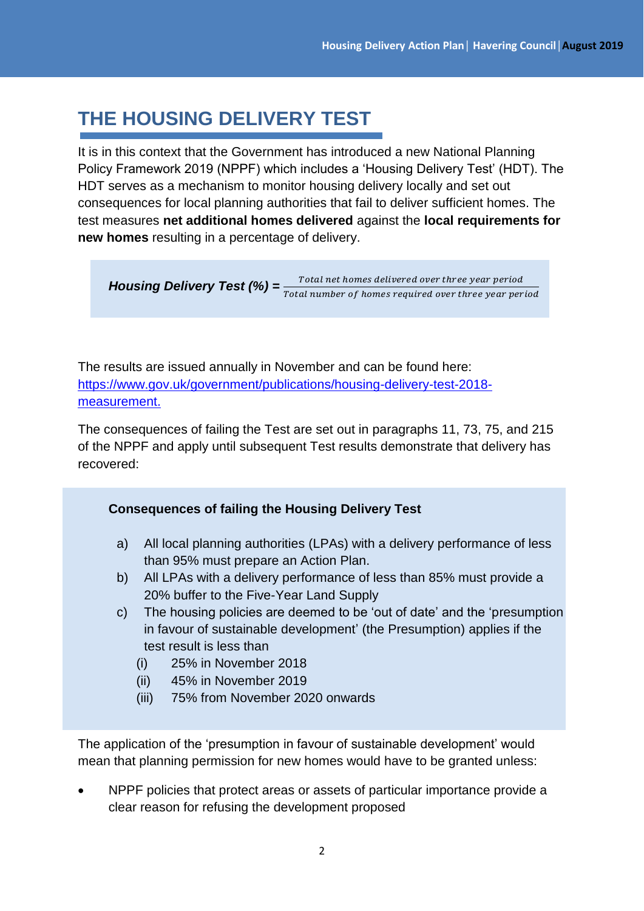# THE HOUSING DELIVERY TEST

It is in this context that the Government has introduced a new National Planning Policy Framework 2019 (NPPF) which includes a 'Housing Delivery Test' (HDT). The HDT serves as a mechanism to monitor housing delivery locally and set out consequences for local planning authorities that fail to deliver sufficient homes. The test measures **net additional homes delivered** against the **local requirements for new homes** resulting in a percentage of delivery.

$$\textbf{\textit{Housing Delivery Test (\%)}} = \frac{\textit{Total net homes delivered over three year period}}{\textit{Total number of homes required over three year period}}$$

The results are issued annually in November and can be found here: [https://www.gov.uk/government/publications/housing-delivery-test-2018-measurement.](https://www.gov.uk/government/publications/housing-delivery-test-2018-measurement)

The consequences of failing the Test are set out in paragraphs 11, 73, 75, and 215 of the NPPF and apply until subsequent Test results demonstrate that delivery has recovered:

**Consequences of failing the Housing Delivery Test**

a) All local planning authorities (LPAs) with a delivery performance of less than 95% must prepare an Action Plan.
b) All LPAs with a delivery performance of less than 85% must provide a 20% buffer to the Five-Year Land Supply
c) The housing policies are deemed to be 'out of date' and the 'presumption in favour of sustainable development' (the Presumption) applies if the test result is less than
   (i) 25% in November 2018
   (ii) 45% in November 2019
   (iii) 75% from November 2020 onwards

The application of the 'presumption in favour of sustainable development' would mean that planning permission for new homes would have to be granted unless:

- NPPF policies that protect areas or assets of particular importance provide a clear reason for refusing the development proposed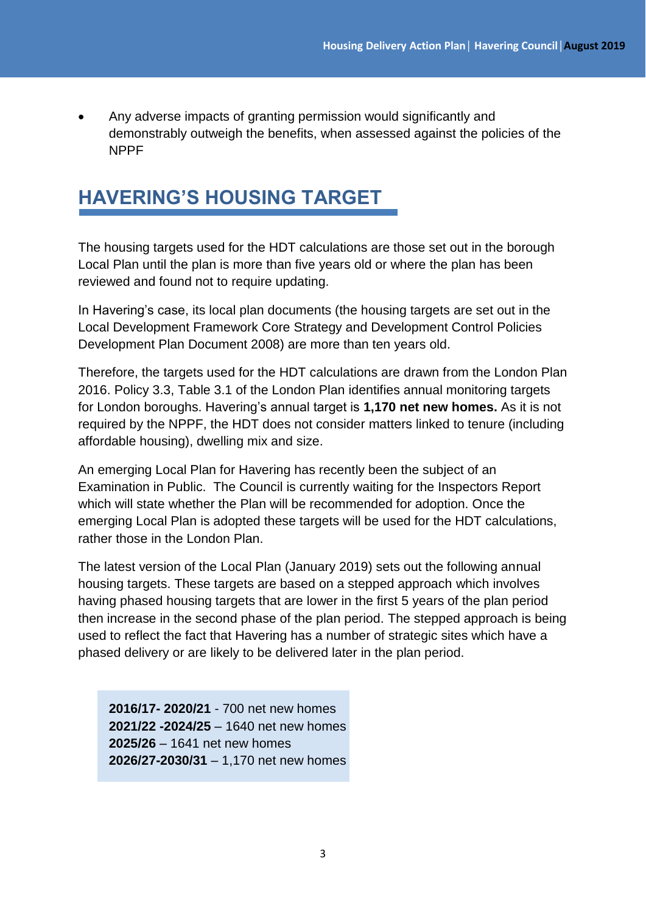- Any adverse impacts of granting permission would significantly and demonstrably outweigh the benefits, when assessed against the policies of the NPPF

## HAVERING'S HOUSING TARGET

The housing targets used for the HDT calculations are those set out in the borough Local Plan until the plan is more than five years old or where the plan has been reviewed and found not to require updating.

In Havering's case, its local plan documents (the housing targets are set out in the Local Development Framework Core Strategy and Development Control Policies Development Plan Document 2008) are more than ten years old.

Therefore, the targets used for the HDT calculations are drawn from the London Plan 2016. Policy 3.3, Table 3.1 of the London Plan identifies annual monitoring targets for London boroughs. Havering's annual target is **1,170 net new homes.** As it is not required by the NPPF, the HDT does not consider matters linked to tenure (including affordable housing), dwelling mix and size.

An emerging Local Plan for Havering has recently been the subject of an Examination in Public. The Council is currently waiting for the Inspectors Report which will state whether the Plan will be recommended for adoption. Once the emerging Local Plan is adopted these targets will be used for the HDT calculations, rather those in the London Plan.

The latest version of the Local Plan (January 2019) sets out the following annual housing targets. These targets are based on a stepped approach which involves having phased housing targets that are lower in the first 5 years of the plan period then increase in the second phase of the plan period. The stepped approach is being used to reflect the fact that Havering has a number of strategic sites which have a phased delivery or are likely to be delivered later in the plan period.

**2016/17- 2020/21** - 700 net new homes
**2021/22 -2024/25** – 1640 net new homes
**2025/26** – 1641 net new homes
**2026/27-2030/31** – 1,170 net new homes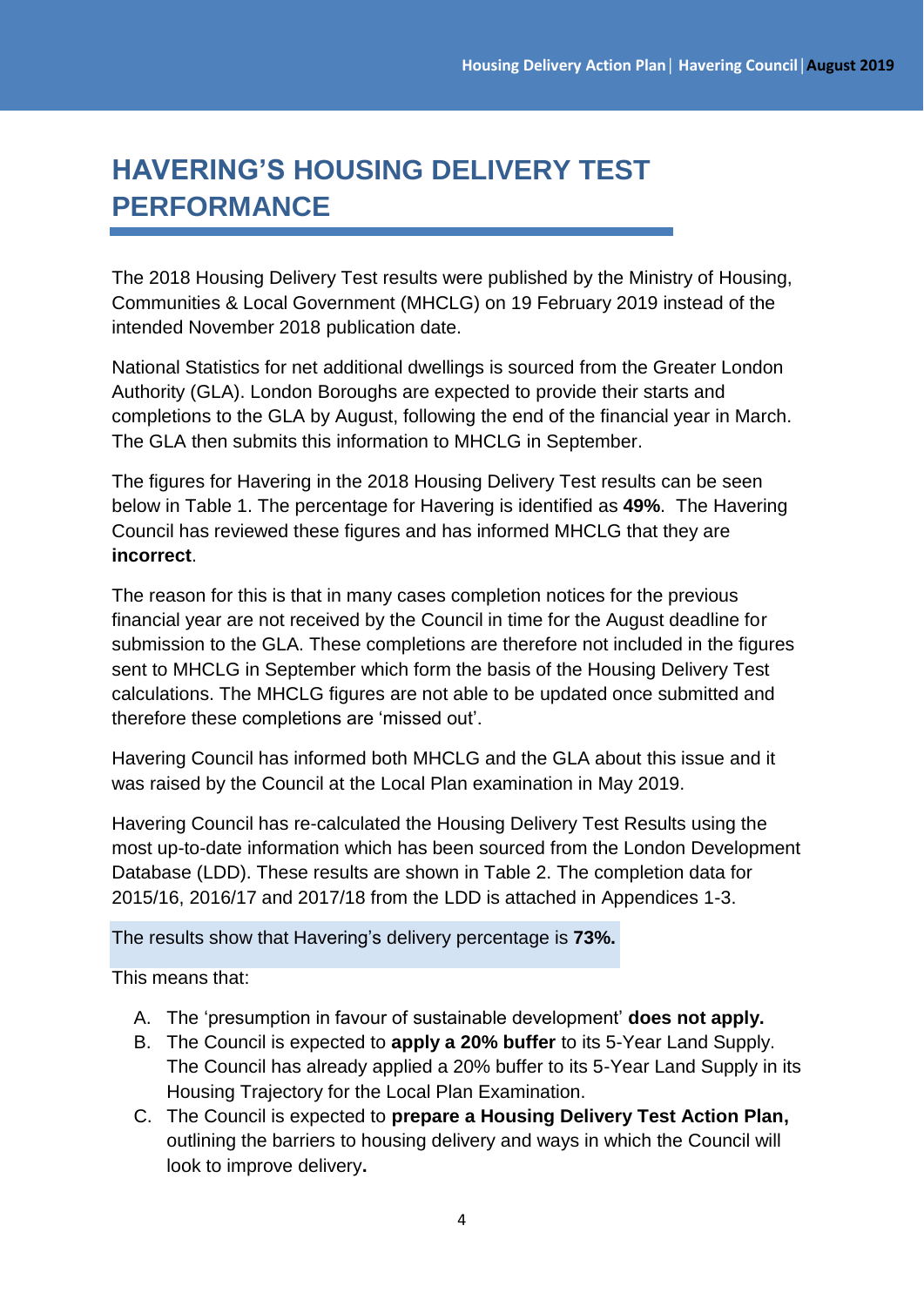# HAVERING'S HOUSING DELIVERY TEST PERFORMANCE

The 2018 Housing Delivery Test results were published by the Ministry of Housing, Communities & Local Government (MHCLG) on 19 February 2019 instead of the intended November 2018 publication date.

National Statistics for net additional dwellings is sourced from the Greater London Authority (GLA). London Boroughs are expected to provide their starts and completions to the GLA by August, following the end of the financial year in March. The GLA then submits this information to MHCLG in September.

The figures for Havering in the 2018 Housing Delivery Test results can be seen below in Table 1. The percentage for Havering is identified as **49%**. The Havering Council has reviewed these figures and has informed MHCLG that they are **incorrect**.

The reason for this is that in many cases completion notices for the previous financial year are not received by the Council in time for the August deadline for submission to the GLA. These completions are therefore not included in the figures sent to MHCLG in September which form the basis of the Housing Delivery Test calculations. The MHCLG figures are not able to be updated once submitted and therefore these completions are 'missed out'.

Havering Council has informed both MHCLG and the GLA about this issue and it was raised by the Council at the Local Plan examination in May 2019.

Havering Council has re-calculated the Housing Delivery Test Results using the most up-to-date information which has been sourced from the London Development Database (LDD). These results are shown in Table 2. The completion data for 2015/16, 2016/17 and 2017/18 from the LDD is attached in Appendices 1-3.

The results show that Havering's delivery percentage is **73%.**

This means that:

A. The 'presumption in favour of sustainable development' **does not apply.**
B. The Council is expected to **apply a 20% buffer** to its 5-Year Land Supply. The Council has already applied a 20% buffer to its 5-Year Land Supply in its Housing Trajectory for the Local Plan Examination.
C. The Council is expected to **prepare a Housing Delivery Test Action Plan,** outlining the barriers to housing delivery and ways in which the Council will look to improve delivery**.**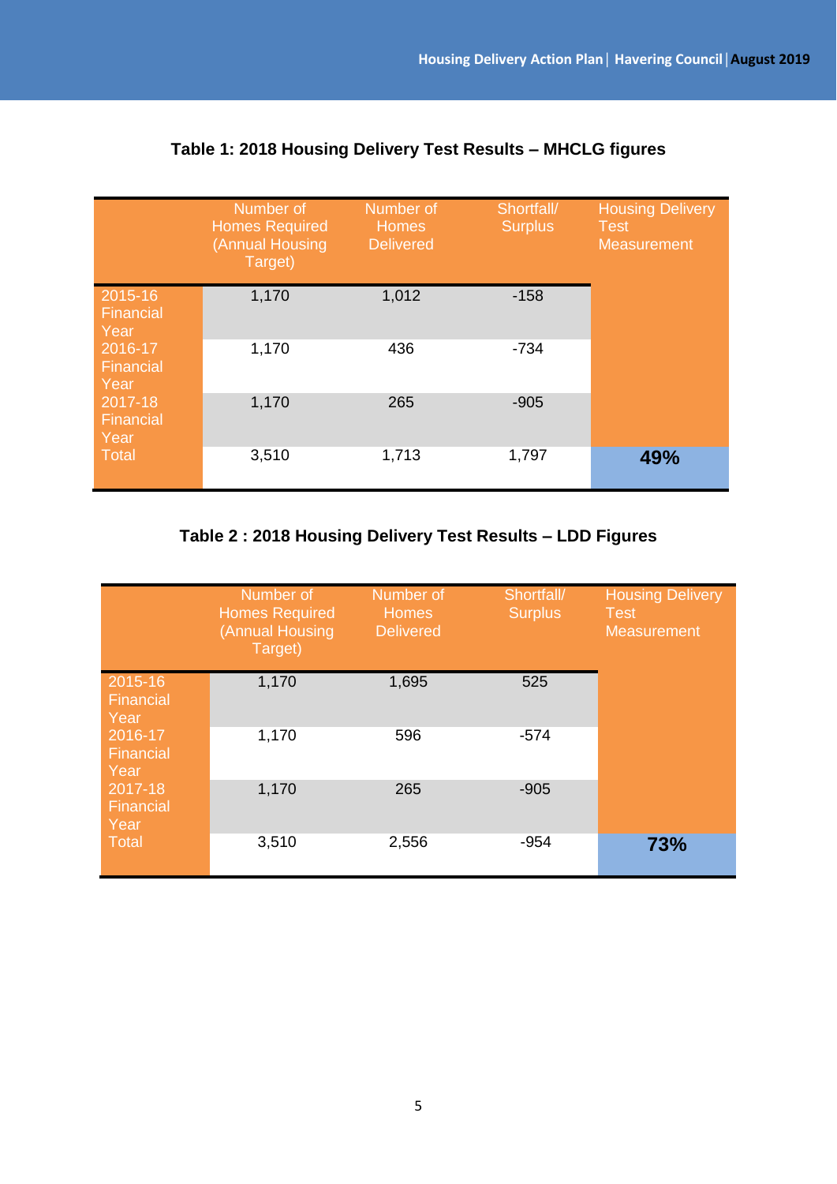**Table 1: 2018 Housing Delivery Test Results – MHCLG figures**

| | Number of Homes Required (Annual Housing Target) | Number of Homes Delivered | Shortfall/ Surplus | Housing Delivery Test Measurement |
|---|---|---|---|---|
| 2015-16 Financial Year | 1,170 | 1,012 | -158 | |
| 2016-17 Financial Year | 1,170 | 436 | -734 | |
| 2017-18 Financial Year | 1,170 | 265 | -905 | |
| Total | 3,510 | 1,713 | 1,797 | **49%** |

**Table 2 : 2018 Housing Delivery Test Results – LDD Figures**

| | Number of Homes Required (Annual Housing Target) | Number of Homes Delivered | Shortfall/ Surplus | Housing Delivery Test Measurement |
|---|---|---|---|---|
| 2015-16 Financial Year | 1,170 | 1,695 | 525 | |
| 2016-17 Financial Year | 1,170 | 596 | -574 | |
| 2017-18 Financial Year | 1,170 | 265 | -905 | |
| Total | 3,510 | 2,556 | -954 | **73%** |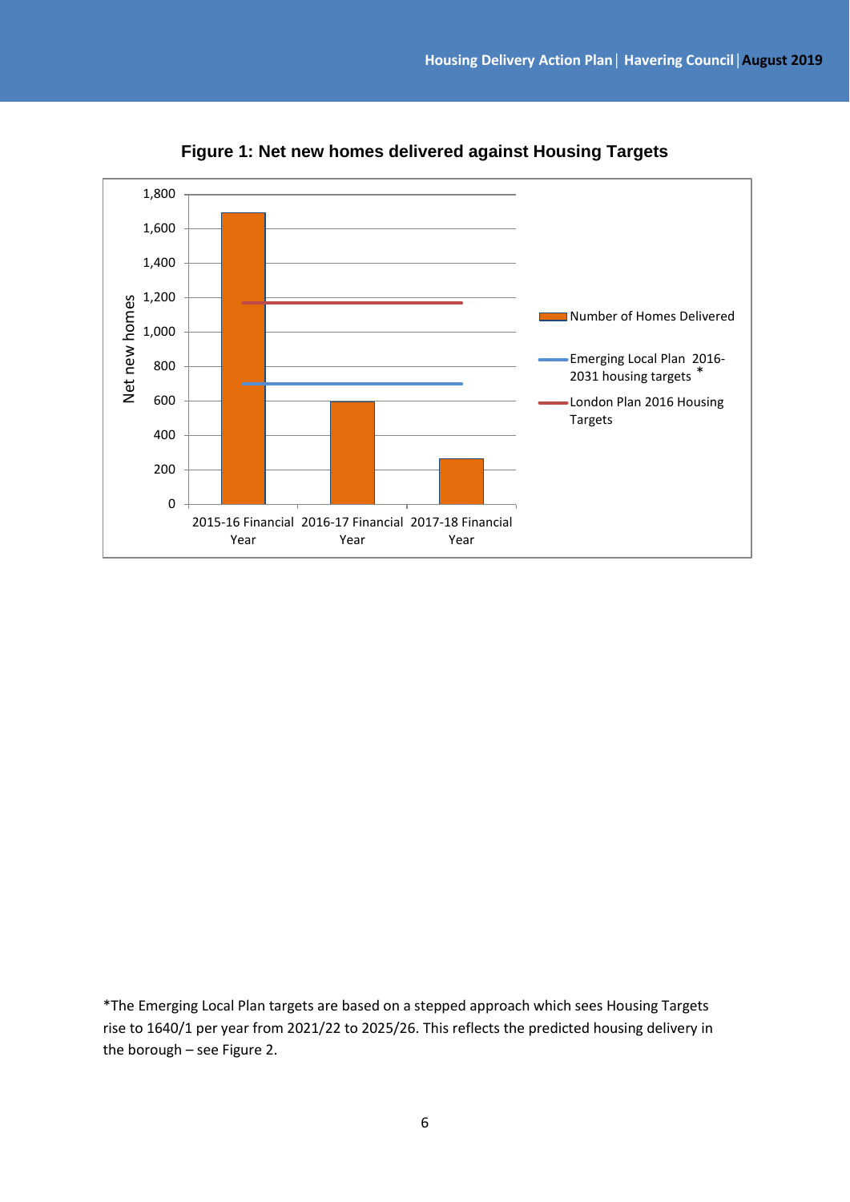**Figure 1: Net new homes delivered against Housing Targets**

*The Emerging Local Plan targets are based on a stepped approach which sees Housing Targets rise to 1640/1 per year from 2021/22 to 2025/26. This reflects the predicted housing delivery in the borough – see Figure 2.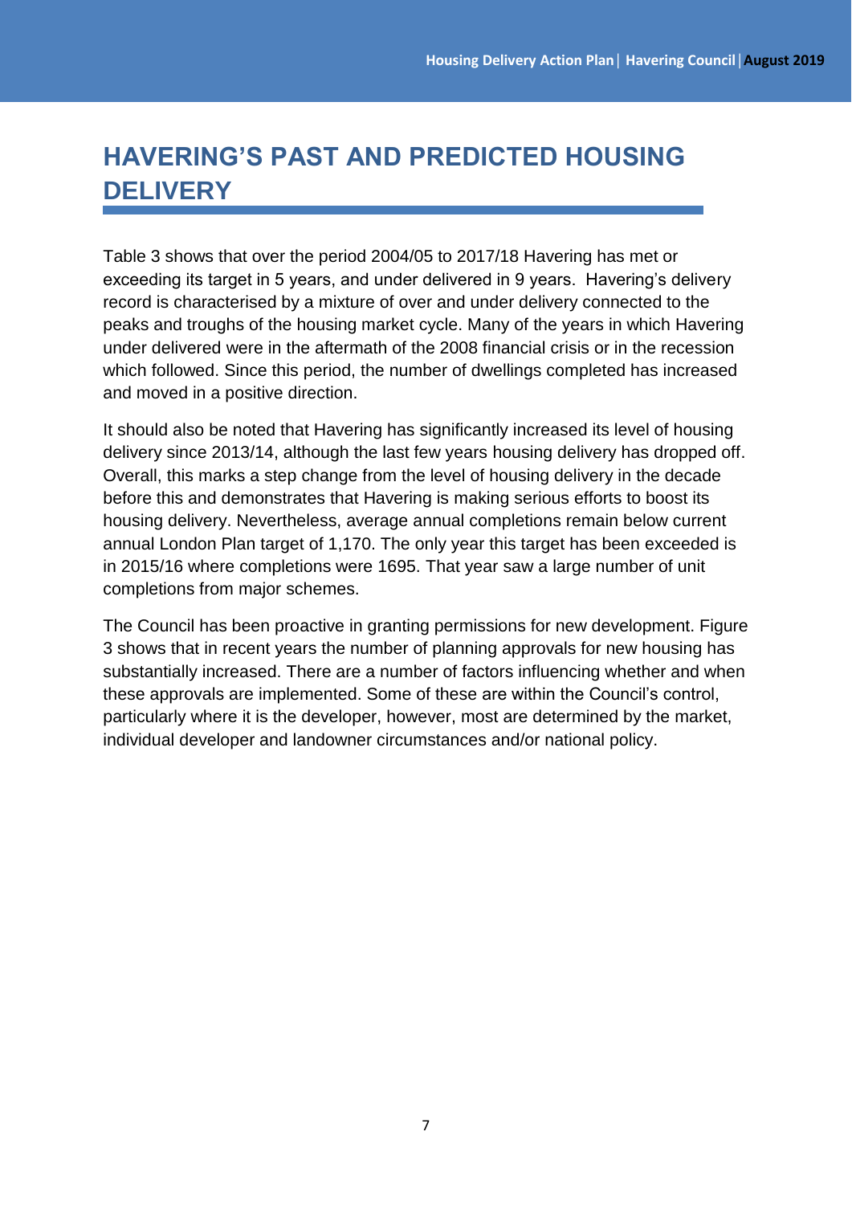# HAVERING'S PAST AND PREDICTED HOUSING DELIVERY

Table 3 shows that over the period 2004/05 to 2017/18 Havering has met or exceeding its target in 5 years, and under delivered in 9 years.  Havering's delivery record is characterised by a mixture of over and under delivery connected to the peaks and troughs of the housing market cycle. Many of the years in which Havering under delivered were in the aftermath of the 2008 financial crisis or in the recession which followed. Since this period, the number of dwellings completed has increased and moved in a positive direction.

It should also be noted that Havering has significantly increased its level of housing delivery since 2013/14, although the last few years housing delivery has dropped off. Overall, this marks a step change from the level of housing delivery in the decade before this and demonstrates that Havering is making serious efforts to boost its housing delivery. Nevertheless, average annual completions remain below current annual London Plan target of 1,170. The only year this target has been exceeded is in 2015/16 where completions were 1695. That year saw a large number of unit completions from major schemes.

The Council has been proactive in granting permissions for new development. Figure 3 shows that in recent years the number of planning approvals for new housing has substantially increased. There are a number of factors influencing whether and when these approvals are implemented. Some of these are within the Council's control, particularly where it is the developer, however, most are determined by the market, individual developer and landowner circumstances and/or national policy.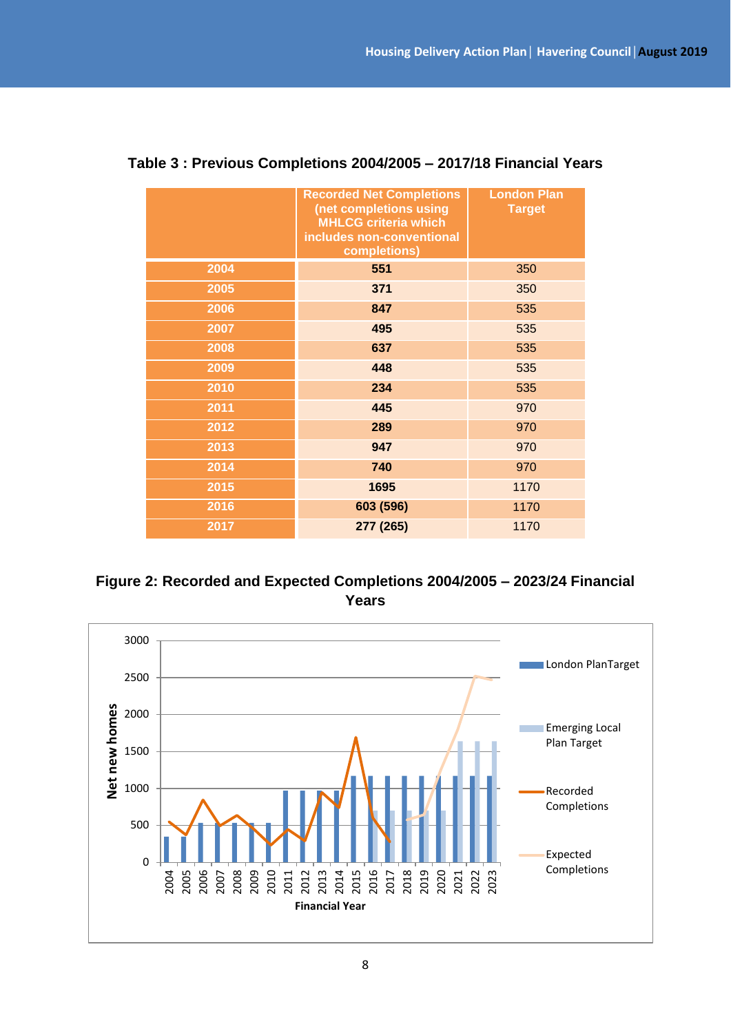**Table 3 : Previous Completions 2004/2005 – 2017/18 Financial Years**

| | Recorded Net Completions (net completions using MHLCG criteria which includes non-conventional completions) | London Plan Target |
|---|---|---|
| 2004 | 551 | 350 |
| 2005 | 371 | 350 |
| 2006 | 847 | 535 |
| 2007 | 495 | 535 |
| 2008 | 637 | 535 |
| 2009 | 448 | 535 |
| 2010 | 234 | 535 |
| 2011 | 445 | 970 |
| 2012 | 289 | 970 |
| 2013 | 947 | 970 |
| 2014 | 740 | 970 |
| 2015 | 1695 | 1170 |
| 2016 | 603 (596) | 1170 |
| 2017 | 277 (265) | 1170 |

**Figure 2: Recorded and Expected Completions 2004/2005 – 2023/24 Financial Years**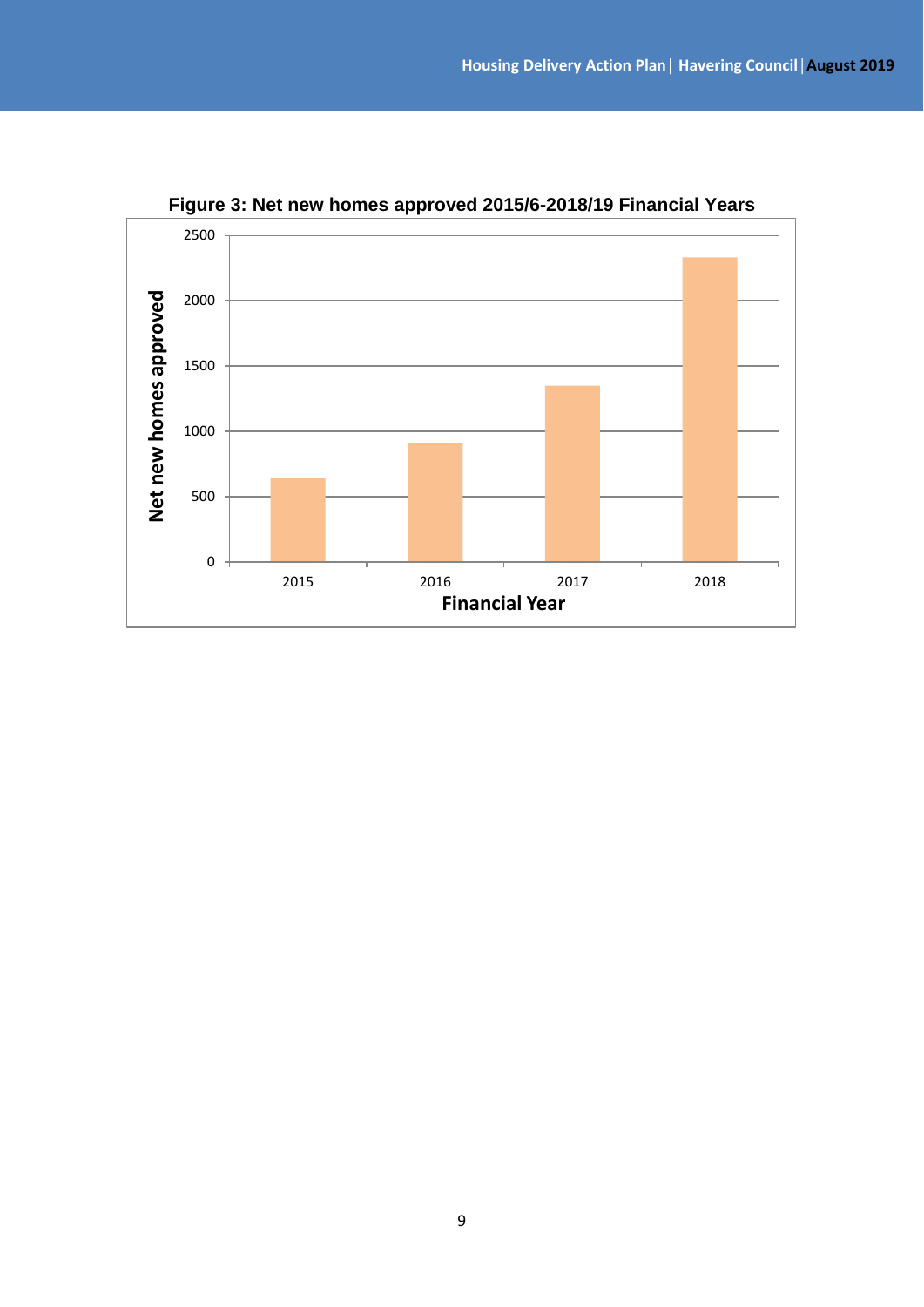**Figure 3: Net new homes approved 2015/6-2018/19 Financial Years**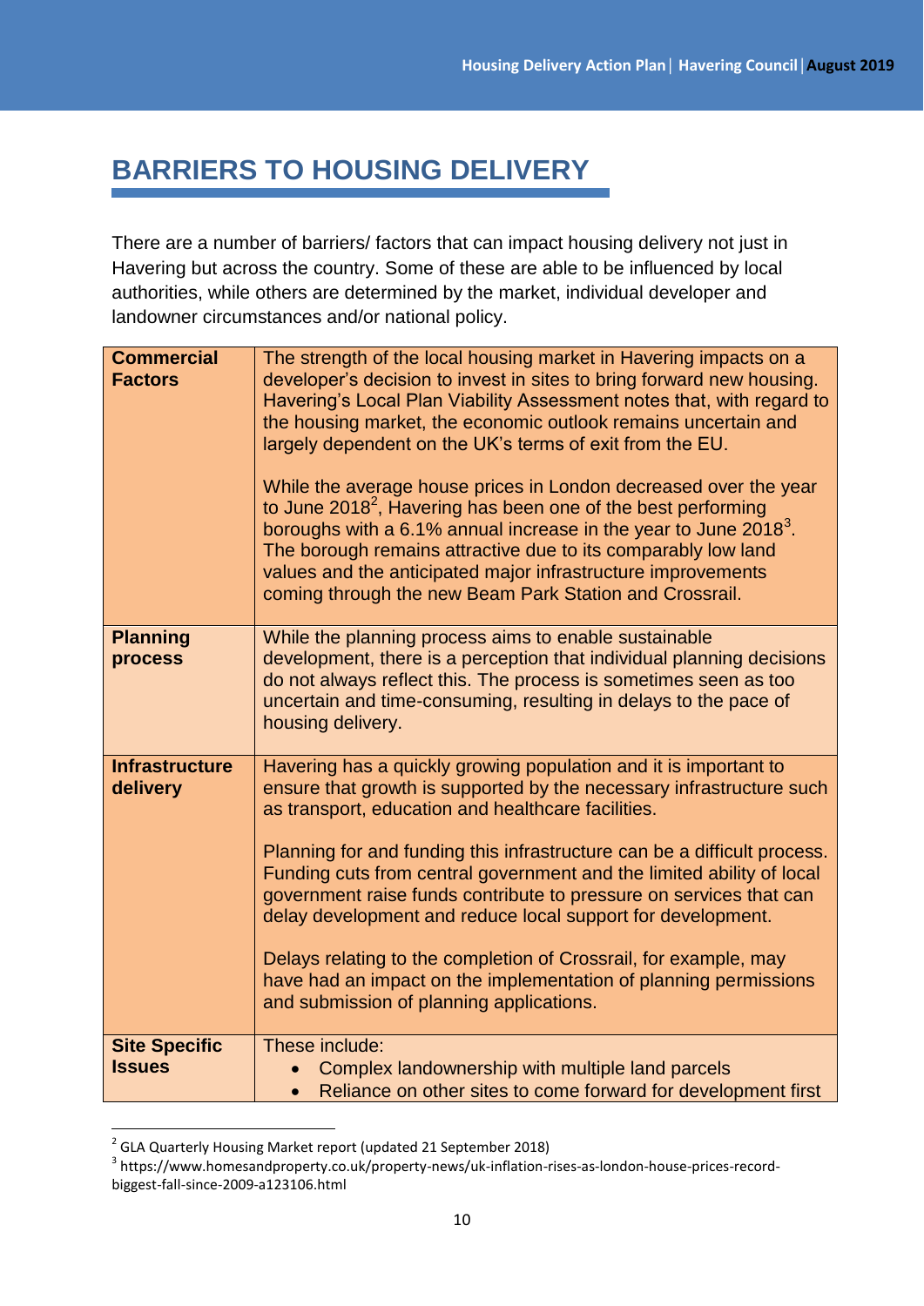## BARRIERS TO HOUSING DELIVERY

There are a number of barriers/ factors that can impact housing delivery not just in Havering but across the country. Some of these are able to be influenced by local authorities, while others are determined by the market, individual developer and landowner circumstances and/or national policy.

| | |
|---|---|
| **Commercial Factors** | The strength of the local housing market in Havering impacts on a developer's decision to invest in sites to bring forward new housing. Havering's Local Plan Viability Assessment notes that, with regard to the housing market, the economic outlook remains uncertain and largely dependent on the UK's terms of exit from the EU.<br><br>While the average house prices in London decreased over the year to June 2018[2], Havering has been one of the best performing boroughs with a 6.1% annual increase in the year to June 2018[3]. The borough remains attractive due to its comparably low land values and the anticipated major infrastructure improvements coming through the new Beam Park Station and Crossrail. |
| **Planning process** | While the planning process aims to enable sustainable development, there is a perception that individual planning decisions do not always reflect this. The process is sometimes seen as too uncertain and time-consuming, resulting in delays to the pace of housing delivery. |
| **Infrastructure delivery** | Havering has a quickly growing population and it is important to ensure that growth is supported by the necessary infrastructure such as transport, education and healthcare facilities.<br><br>Planning for and funding this infrastructure can be a difficult process. Funding cuts from central government and the limited ability of local government raise funds contribute to pressure on services that can delay development and reduce local support for development.<br><br>Delays relating to the completion of Crossrail, for example, may have had an impact on the implementation of planning permissions and submission of planning applications. |
| **Site Specific Issues** | These include:<br>• Complex landownership with multiple land parcels<br>• Reliance on other sites to come forward for development first |

[2] GLA Quarterly Housing Market report (updated 21 September 2018)

[3] https://www.homesandproperty.co.uk/property-news/uk-inflation-rises-as-london-house-prices-record-biggest-fall-since-2009-a123106.html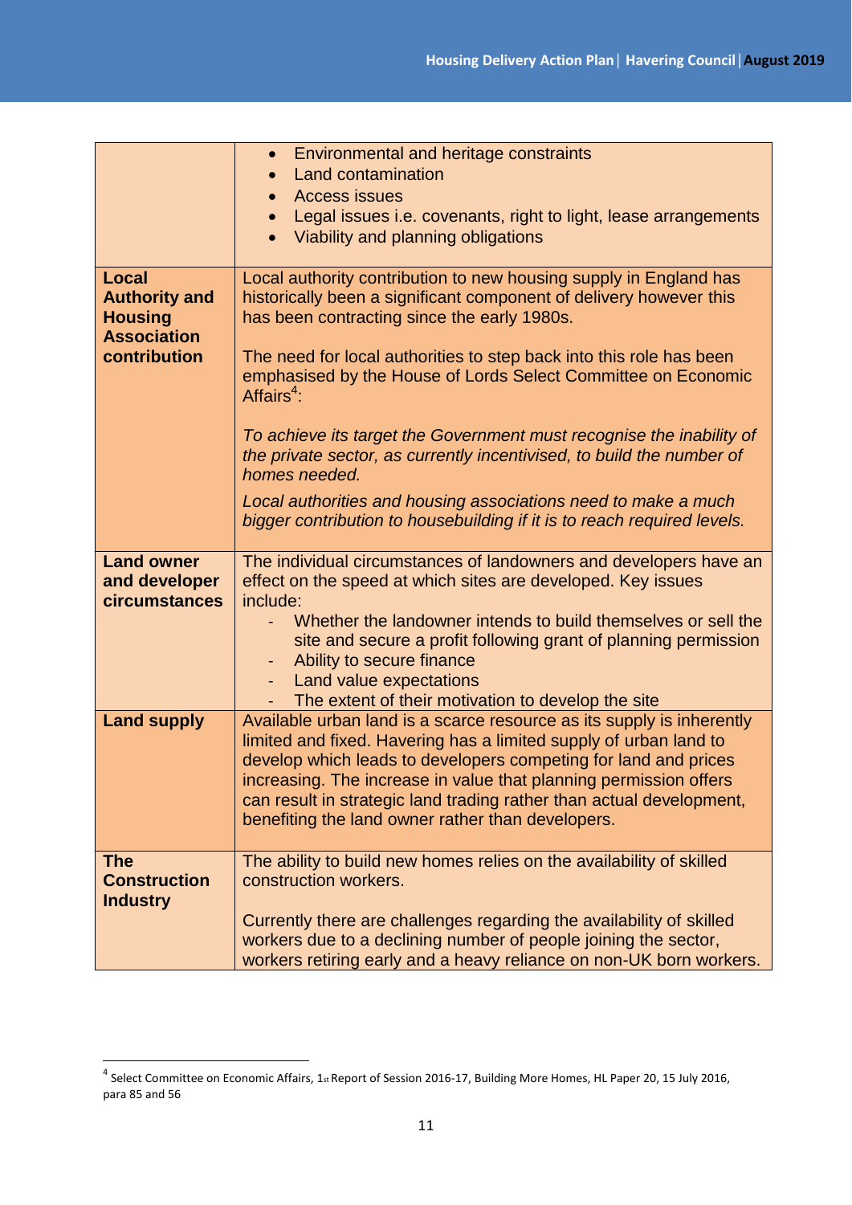| | |
|---|---|
| | • Environmental and heritage constraints<br>• Land contamination<br>• Access issues<br>• Legal issues i.e. covenants, right to light, lease arrangements<br>• Viability and planning obligations |
| **Local Authority and Housing Association contribution** | Local authority contribution to new housing supply in England has historically been a significant component of delivery however this has been contracting since the early 1980s.<br><br>The need for local authorities to step back into this role has been emphasised by the House of Lords Select Committee on Economic Affairs[4]:<br><br>*To achieve its target the Government must recognise the inability of the private sector, as currently incentivised, to build the number of homes needed.*<br><br>*Local authorities and housing associations need to make a much bigger contribution to housebuilding if it is to reach required levels.* |
| **Land owner and developer circumstances** | The individual circumstances of landowners and developers have an effect on the speed at which sites are developed. Key issues include:<br>- Whether the landowner intends to build themselves or sell the site and secure a profit following grant of planning permission<br>- Ability to secure finance<br>- Land value expectations<br>- The extent of their motivation to develop the site |
| **Land supply** | Available urban land is a scarce resource as its supply is inherently limited and fixed. Havering has a limited supply of urban land to develop which leads to developers competing for land and prices increasing. The increase in value that planning permission offers can result in strategic land trading rather than actual development, benefiting the land owner rather than developers. |
| **The Construction Industry** | The ability to build new homes relies on the availability of skilled construction workers.<br><br>Currently there are challenges regarding the availability of skilled workers due to a declining number of people joining the sector, workers retiring early and a heavy reliance on non-UK born workers. |

[4] Select Committee on Economic Affairs, 1st Report of Session 2016-17, Building More Homes, HL Paper 20, 15 July 2016, para 85 and 56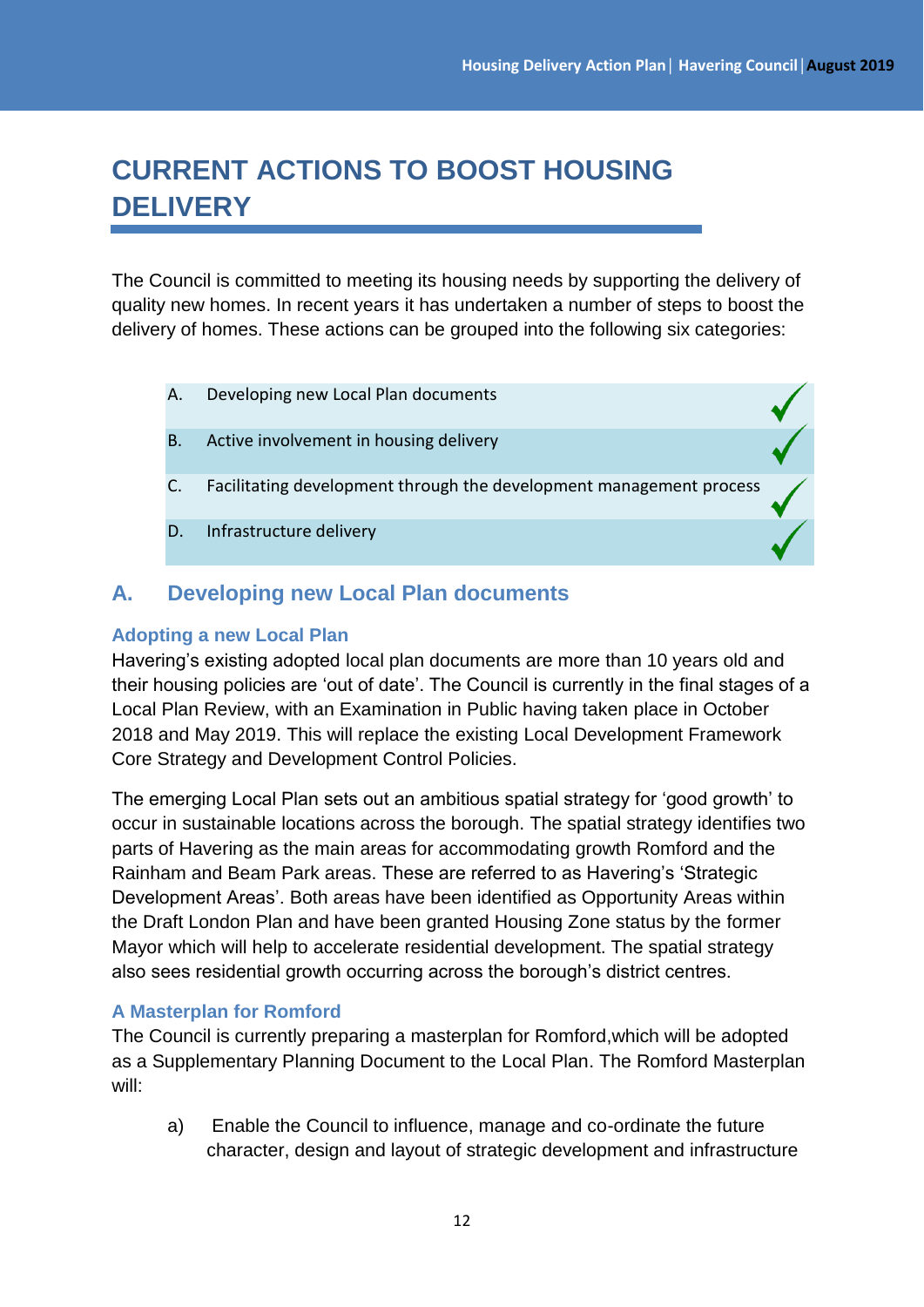# CURRENT ACTIONS TO BOOST HOUSING DELIVERY

The Council is committed to meeting its housing needs by supporting the delivery of quality new homes. In recent years it has undertaken a number of steps to boost the delivery of homes. These actions can be grouped into the following six categories:

| | | |
|---|---|---|
| A. | Developing new Local Plan documents | ✓ |
| B. | Active involvement in housing delivery | ✓ |
| C. | Facilitating development through the development management process | ✓ |
| D. | Infrastructure delivery | ✓ |

## A. Developing new Local Plan documents

### Adopting a new Local Plan

Havering's existing adopted local plan documents are more than 10 years old and their housing policies are 'out of date'. The Council is currently in the final stages of a Local Plan Review, with an Examination in Public having taken place in October 2018 and May 2019. This will replace the existing Local Development Framework Core Strategy and Development Control Policies.

The emerging Local Plan sets out an ambitious spatial strategy for 'good growth' to occur in sustainable locations across the borough. The spatial strategy identifies two parts of Havering as the main areas for accommodating growth Romford and the Rainham and Beam Park areas. These are referred to as Havering's 'Strategic Development Areas'. Both areas have been identified as Opportunity Areas within the Draft London Plan and have been granted Housing Zone status by the former Mayor which will help to accelerate residential development. The spatial strategy also sees residential growth occurring across the borough's district centres.

### A Masterplan for Romford

The Council is currently preparing a masterplan for Romford,which will be adopted as a Supplementary Planning Document to the Local Plan. The Romford Masterplan will:

a) Enable the Council to influence, manage and co-ordinate the future character, design and layout of strategic development and infrastructure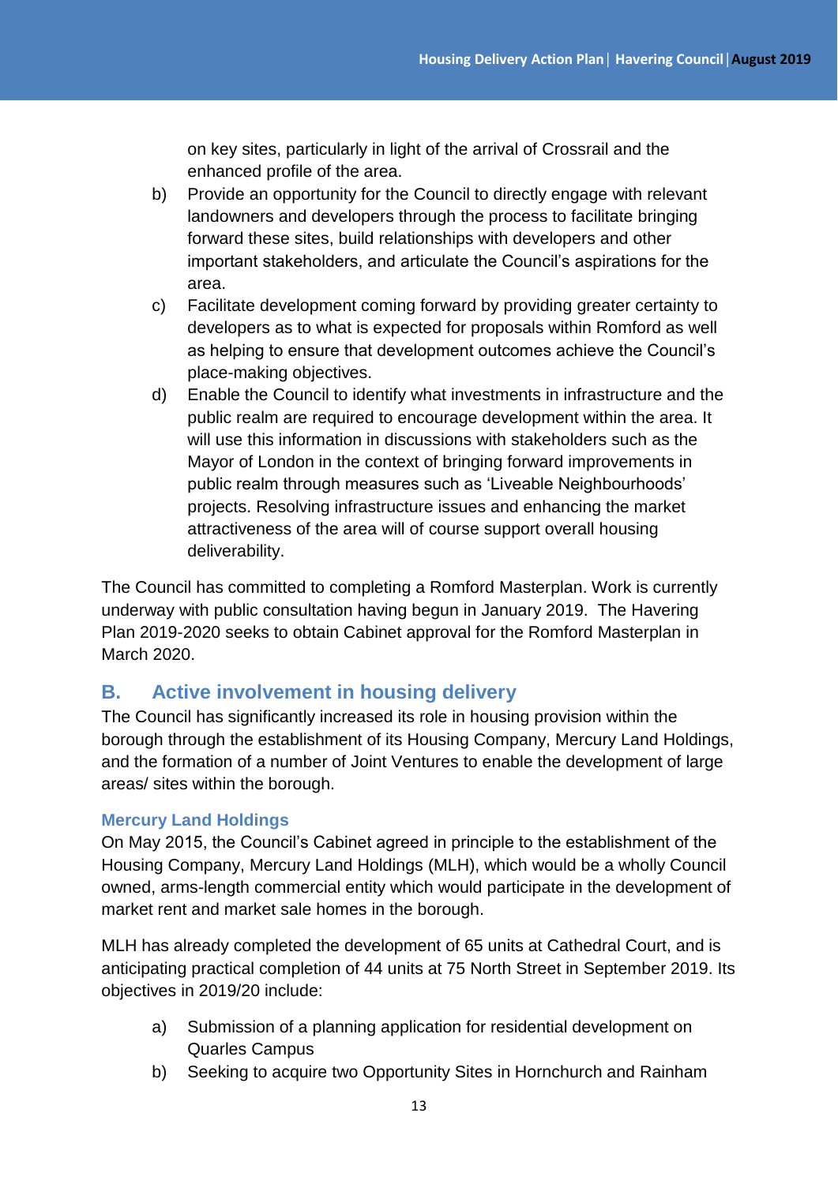on key sites, particularly in light of the arrival of Crossrail and the enhanced profile of the area.

b) Provide an opportunity for the Council to directly engage with relevant landowners and developers through the process to facilitate bringing forward these sites, build relationships with developers and other important stakeholders, and articulate the Council's aspirations for the area.

c) Facilitate development coming forward by providing greater certainty to developers as to what is expected for proposals within Romford as well as helping to ensure that development outcomes achieve the Council's place-making objectives.

d) Enable the Council to identify what investments in infrastructure and the public realm are required to encourage development within the area. It will use this information in discussions with stakeholders such as the Mayor of London in the context of bringing forward improvements in public realm through measures such as 'Liveable Neighbourhoods' projects. Resolving infrastructure issues and enhancing the market attractiveness of the area will of course support overall housing deliverability.

The Council has committed to completing a Romford Masterplan. Work is currently underway with public consultation having begun in January 2019. The Havering Plan 2019-2020 seeks to obtain Cabinet approval for the Romford Masterplan in March 2020.

## B. Active involvement in housing delivery

The Council has significantly increased its role in housing provision within the borough through the establishment of its Housing Company, Mercury Land Holdings, and the formation of a number of Joint Ventures to enable the development of large areas/ sites within the borough.

### Mercury Land Holdings

On May 2015, the Council's Cabinet agreed in principle to the establishment of the Housing Company, Mercury Land Holdings (MLH), which would be a wholly Council owned, arms-length commercial entity which would participate in the development of market rent and market sale homes in the borough.

MLH has already completed the development of 65 units at Cathedral Court, and is anticipating practical completion of 44 units at 75 North Street in September 2019. Its objectives in 2019/20 include:

a) Submission of a planning application for residential development on Quarles Campus

b) Seeking to acquire two Opportunity Sites in Hornchurch and Rainham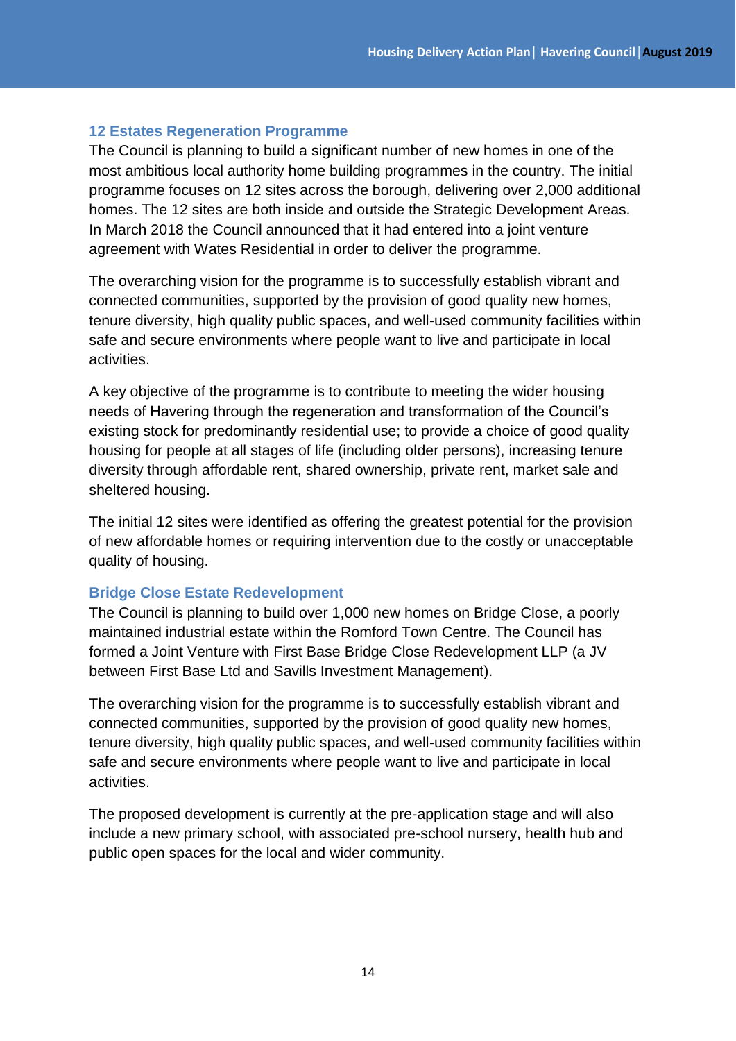### 12 Estates Regeneration Programme

The Council is planning to build a significant number of new homes in one of the most ambitious local authority home building programmes in the country. The initial programme focuses on 12 sites across the borough, delivering over 2,000 additional homes. The 12 sites are both inside and outside the Strategic Development Areas. In March 2018 the Council announced that it had entered into a joint venture agreement with Wates Residential in order to deliver the programme.

The overarching vision for the programme is to successfully establish vibrant and connected communities, supported by the provision of good quality new homes, tenure diversity, high quality public spaces, and well-used community facilities within safe and secure environments where people want to live and participate in local activities.

A key objective of the programme is to contribute to meeting the wider housing needs of Havering through the regeneration and transformation of the Council's existing stock for predominantly residential use; to provide a choice of good quality housing for people at all stages of life (including older persons), increasing tenure diversity through affordable rent, shared ownership, private rent, market sale and sheltered housing.

The initial 12 sites were identified as offering the greatest potential for the provision of new affordable homes or requiring intervention due to the costly or unacceptable quality of housing.

### Bridge Close Estate Redevelopment

The Council is planning to build over 1,000 new homes on Bridge Close, a poorly maintained industrial estate within the Romford Town Centre. The Council has formed a Joint Venture with First Base Bridge Close Redevelopment LLP (a JV between First Base Ltd and Savills Investment Management).

The overarching vision for the programme is to successfully establish vibrant and connected communities, supported by the provision of good quality new homes, tenure diversity, high quality public spaces, and well-used community facilities within safe and secure environments where people want to live and participate in local activities.

The proposed development is currently at the pre-application stage and will also include a new primary school, with associated pre-school nursery, health hub and public open spaces for the local and wider community.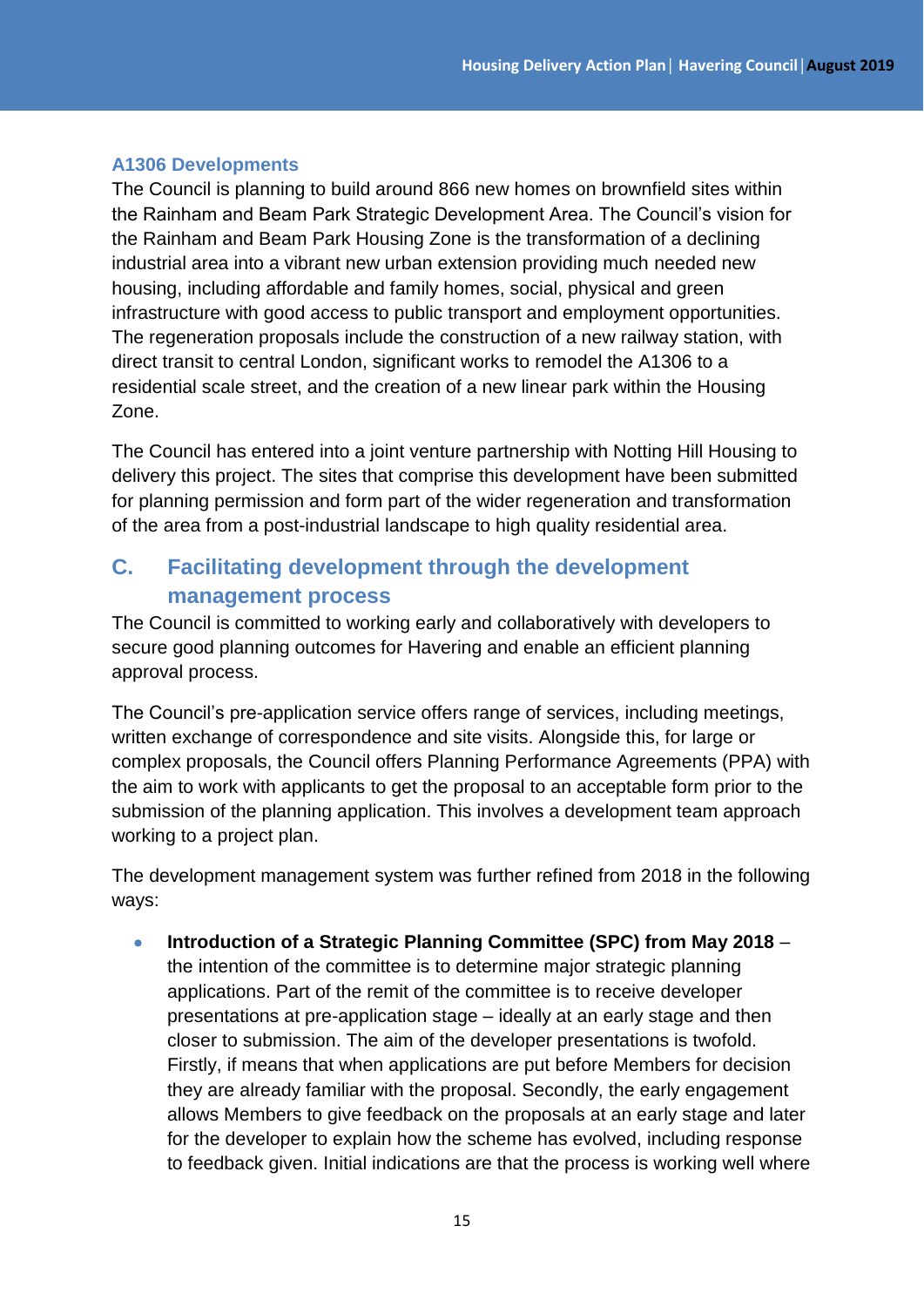### A1306 Developments

The Council is planning to build around 866 new homes on brownfield sites within the Rainham and Beam Park Strategic Development Area. The Council's vision for the Rainham and Beam Park Housing Zone is the transformation of a declining industrial area into a vibrant new urban extension providing much needed new housing, including affordable and family homes, social, physical and green infrastructure with good access to public transport and employment opportunities. The regeneration proposals include the construction of a new railway station, with direct transit to central London, significant works to remodel the A1306 to a residential scale street, and the creation of a new linear park within the Housing Zone.

The Council has entered into a joint venture partnership with Notting Hill Housing to delivery this project. The sites that comprise this development have been submitted for planning permission and form part of the wider regeneration and transformation of the area from a post-industrial landscape to high quality residential area.

## C. Facilitating development through the development management process

The Council is committed to working early and collaboratively with developers to secure good planning outcomes for Havering and enable an efficient planning approval process.

The Council's pre-application service offers range of services, including meetings, written exchange of correspondence and site visits. Alongside this, for large or complex proposals, the Council offers Planning Performance Agreements (PPA) with the aim to work with applicants to get the proposal to an acceptable form prior to the submission of the planning application. This involves a development team approach working to a project plan.

The development management system was further refined from 2018 in the following ways:

- **Introduction of a Strategic Planning Committee (SPC) from May 2018** – the intention of the committee is to determine major strategic planning applications. Part of the remit of the committee is to receive developer presentations at pre-application stage – ideally at an early stage and then closer to submission. The aim of the developer presentations is twofold. Firstly, if means that when applications are put before Members for decision they are already familiar with the proposal. Secondly, the early engagement allows Members to give feedback on the proposals at an early stage and later for the developer to explain how the scheme has evolved, including response to feedback given. Initial indications are that the process is working well where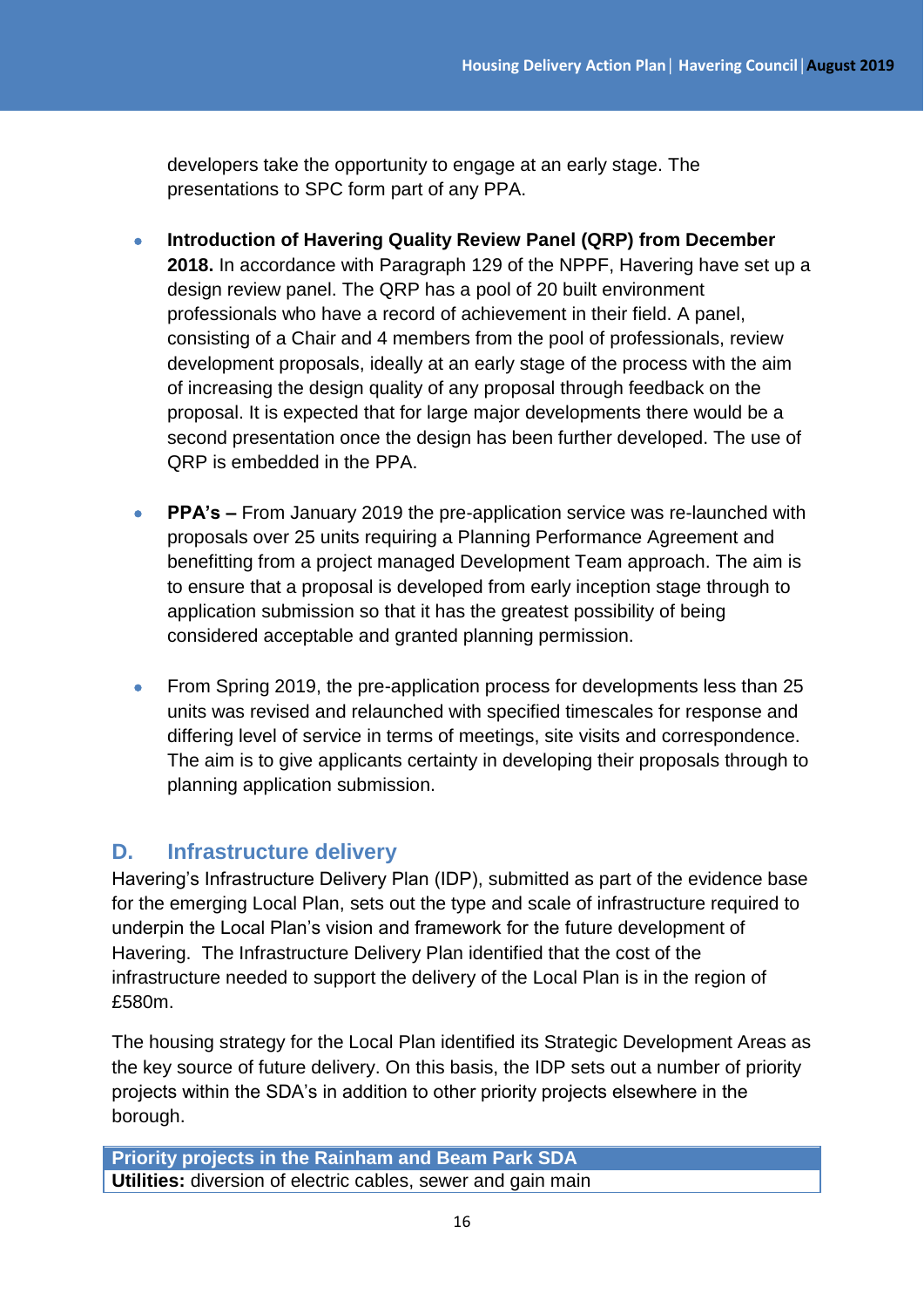developers take the opportunity to engage at an early stage. The presentations to SPC form part of any PPA.

- **Introduction of Havering Quality Review Panel (QRP) from December 2018.** In accordance with Paragraph 129 of the NPPF, Havering have set up a design review panel. The QRP has a pool of 20 built environment professionals who have a record of achievement in their field. A panel, consisting of a Chair and 4 members from the pool of professionals, review development proposals, ideally at an early stage of the process with the aim of increasing the design quality of any proposal through feedback on the proposal. It is expected that for large major developments there would be a second presentation once the design has been further developed. The use of QRP is embedded in the PPA.

- **PPA's –** From January 2019 the pre-application service was re-launched with proposals over 25 units requiring a Planning Performance Agreement and benefitting from a project managed Development Team approach. The aim is to ensure that a proposal is developed from early inception stage through to application submission so that it has the greatest possibility of being considered acceptable and granted planning permission.

- From Spring 2019, the pre-application process for developments less than 25 units was revised and relaunched with specified timescales for response and differing level of service in terms of meetings, site visits and correspondence. The aim is to give applicants certainty in developing their proposals through to planning application submission.

## D. Infrastructure delivery

Havering's Infrastructure Delivery Plan (IDP), submitted as part of the evidence base for the emerging Local Plan, sets out the type and scale of infrastructure required to underpin the Local Plan's vision and framework for the future development of Havering. The Infrastructure Delivery Plan identified that the cost of the infrastructure needed to support the delivery of the Local Plan is in the region of £580m.

The housing strategy for the Local Plan identified its Strategic Development Areas as the key source of future delivery. On this basis, the IDP sets out a number of priority projects within the SDA's in addition to other priority projects elsewhere in the borough.

| Priority projects in the Rainham and Beam Park SDA |
|---|
| **Utilities:** diversion of electric cables, sewer and gain main |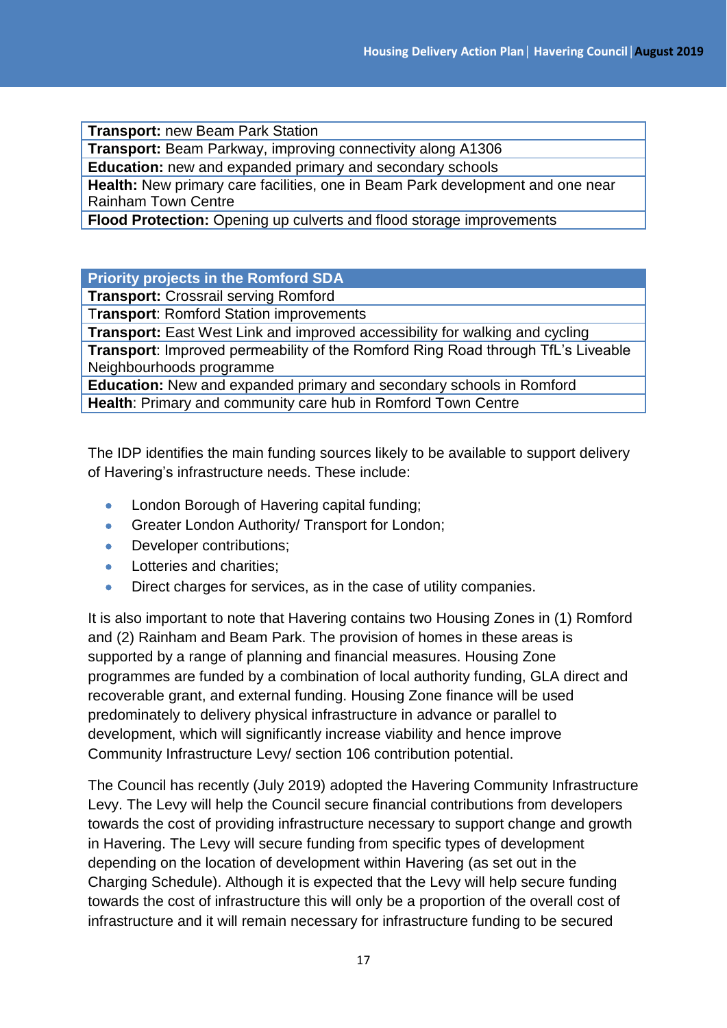| Transport: new Beam Park Station |
|---|
| **Transport:** Beam Parkway, improving connectivity along A1306 |
| **Education:** new and expanded primary and secondary schools |
| **Health:** New primary care facilities, one in Beam Park development and one near Rainham Town Centre |
| **Flood Protection:** Opening up culverts and flood storage improvements |

| Priority projects in the Romford SDA |
|---|
| **Transport:** Crossrail serving Romford |
| **Transport**: Romford Station improvements |
| **Transport:** East West Link and improved accessibility for walking and cycling |
| **Transport**: Improved permeability of the Romford Ring Road through TfL's Liveable Neighbourhoods programme |
| **Education:** New and expanded primary and secondary schools in Romford |
| **Health**: Primary and community care hub in Romford Town Centre |

The IDP identifies the main funding sources likely to be available to support delivery of Havering's infrastructure needs. These include:

- London Borough of Havering capital funding;
- Greater London Authority/ Transport for London;
- Developer contributions;
- Lotteries and charities;
- Direct charges for services, as in the case of utility companies.

It is also important to note that Havering contains two Housing Zones in (1) Romford and (2) Rainham and Beam Park. The provision of homes in these areas is supported by a range of planning and financial measures. Housing Zone programmes are funded by a combination of local authority funding, GLA direct and recoverable grant, and external funding. Housing Zone finance will be used predominately to delivery physical infrastructure in advance or parallel to development, which will significantly increase viability and hence improve Community Infrastructure Levy/ section 106 contribution potential.

The Council has recently (July 2019) adopted the Havering Community Infrastructure Levy. The Levy will help the Council secure financial contributions from developers towards the cost of providing infrastructure necessary to support change and growth in Havering. The Levy will secure funding from specific types of development depending on the location of development within Havering (as set out in the Charging Schedule). Although it is expected that the Levy will help secure funding towards the cost of infrastructure this will only be a proportion of the overall cost of infrastructure and it will remain necessary for infrastructure funding to be secured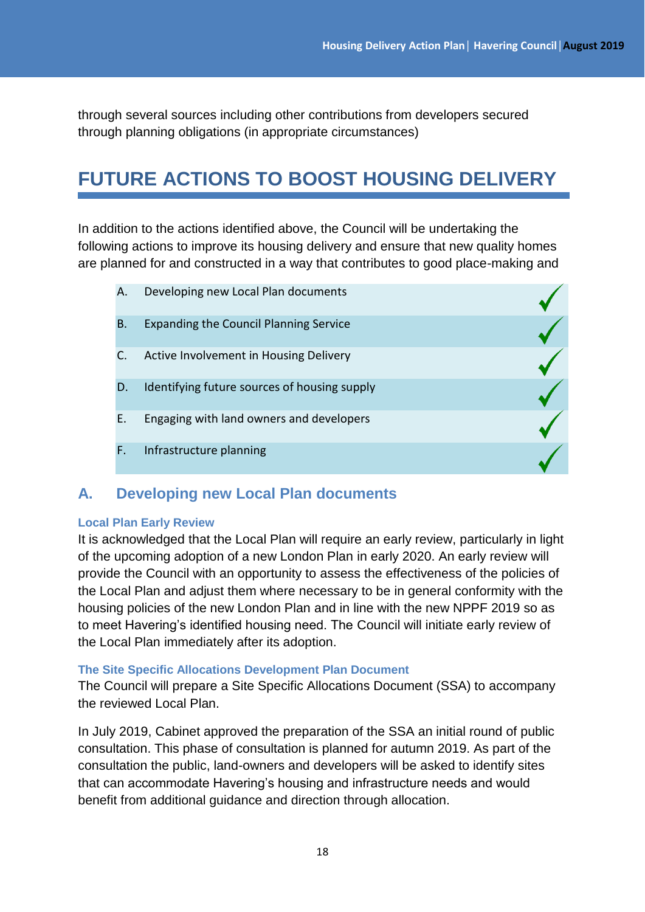through several sources including other contributions from developers secured through planning obligations (in appropriate circumstances)

# FUTURE ACTIONS TO BOOST HOUSING DELIVERY

In addition to the actions identified above, the Council will be undertaking the following actions to improve its housing delivery and ensure that new quality homes are planned for and constructed in a way that contributes to good place-making and

| | | |
|---|---|---|
| A. | Developing new Local Plan documents | ✓ |
| B. | Expanding the Council Planning Service | ✓ |
| C. | Active Involvement in Housing Delivery | ✓ |
| D. | Identifying future sources of housing supply | ✓ |
| E. | Engaging with land owners and developers | ✓ |
| F. | Infrastructure planning | ✓ |

## A. Developing new Local Plan documents

### Local Plan Early Review

It is acknowledged that the Local Plan will require an early review, particularly in light of the upcoming adoption of a new London Plan in early 2020. An early review will provide the Council with an opportunity to assess the effectiveness of the policies of the Local Plan and adjust them where necessary to be in general conformity with the housing policies of the new London Plan and in line with the new NPPF 2019 so as to meet Havering's identified housing need. The Council will initiate early review of the Local Plan immediately after its adoption.

### The Site Specific Allocations Development Plan Document

The Council will prepare a Site Specific Allocations Document (SSA) to accompany the reviewed Local Plan.

In July 2019, Cabinet approved the preparation of the SSA an initial round of public consultation. This phase of consultation is planned for autumn 2019. As part of the consultation the public, land-owners and developers will be asked to identify sites that can accommodate Havering's housing and infrastructure needs and would benefit from additional guidance and direction through allocation.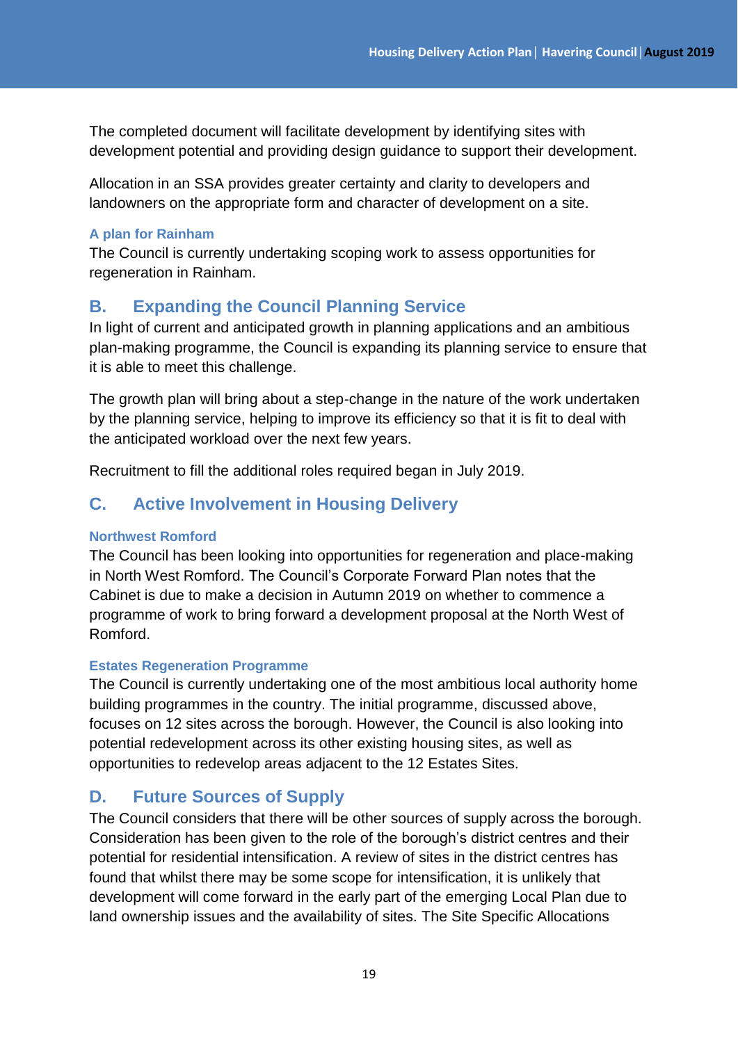The completed document will facilitate development by identifying sites with development potential and providing design guidance to support their development.

Allocation in an SSA provides greater certainty and clarity to developers and landowners on the appropriate form and character of development on a site.

#### A plan for Rainham

The Council is currently undertaking scoping work to assess opportunities for regeneration in Rainham.

## B. Expanding the Council Planning Service

In light of current and anticipated growth in planning applications and an ambitious plan-making programme, the Council is expanding its planning service to ensure that it is able to meet this challenge.

The growth plan will bring about a step-change in the nature of the work undertaken by the planning service, helping to improve its efficiency so that it is fit to deal with the anticipated workload over the next few years.

Recruitment to fill the additional roles required began in July 2019.

## C. Active Involvement in Housing Delivery

#### Northwest Romford

The Council has been looking into opportunities for regeneration and place-making in North West Romford. The Council's Corporate Forward Plan notes that the Cabinet is due to make a decision in Autumn 2019 on whether to commence a programme of work to bring forward a development proposal at the North West of Romford.

#### Estates Regeneration Programme

The Council is currently undertaking one of the most ambitious local authority home building programmes in the country. The initial programme, discussed above, focuses on 12 sites across the borough. However, the Council is also looking into potential redevelopment across its other existing housing sites, as well as opportunities to redevelop areas adjacent to the 12 Estates Sites.

## D. Future Sources of Supply

The Council considers that there will be other sources of supply across the borough. Consideration has been given to the role of the borough's district centres and their potential for residential intensification. A review of sites in the district centres has found that whilst there may be some scope for intensification, it is unlikely that development will come forward in the early part of the emerging Local Plan due to land ownership issues and the availability of sites. The Site Specific Allocations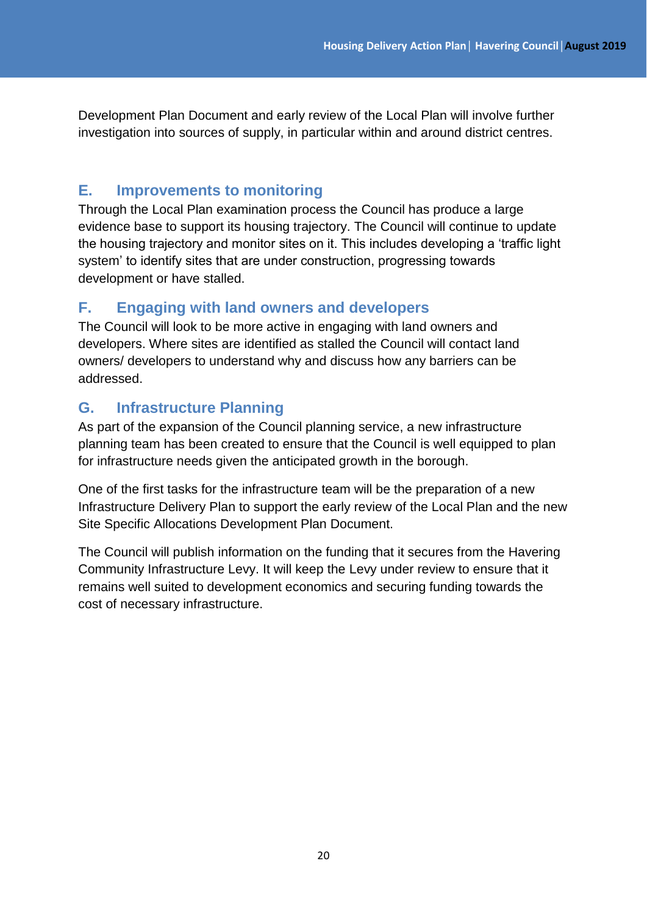Development Plan Document and early review of the Local Plan will involve further investigation into sources of supply, in particular within and around district centres.

## E. Improvements to monitoring

Through the Local Plan examination process the Council has produce a large evidence base to support its housing trajectory. The Council will continue to update the housing trajectory and monitor sites on it. This includes developing a 'traffic light system' to identify sites that are under construction, progressing towards development or have stalled.

## F. Engaging with land owners and developers

The Council will look to be more active in engaging with land owners and developers. Where sites are identified as stalled the Council will contact land owners/ developers to understand why and discuss how any barriers can be addressed.

## G. Infrastructure Planning

As part of the expansion of the Council planning service, a new infrastructure planning team has been created to ensure that the Council is well equipped to plan for infrastructure needs given the anticipated growth in the borough.

One of the first tasks for the infrastructure team will be the preparation of a new Infrastructure Delivery Plan to support the early review of the Local Plan and the new Site Specific Allocations Development Plan Document.

The Council will publish information on the funding that it secures from the Havering Community Infrastructure Levy. It will keep the Levy under review to ensure that it remains well suited to development economics and securing funding towards the cost of necessary infrastructure.